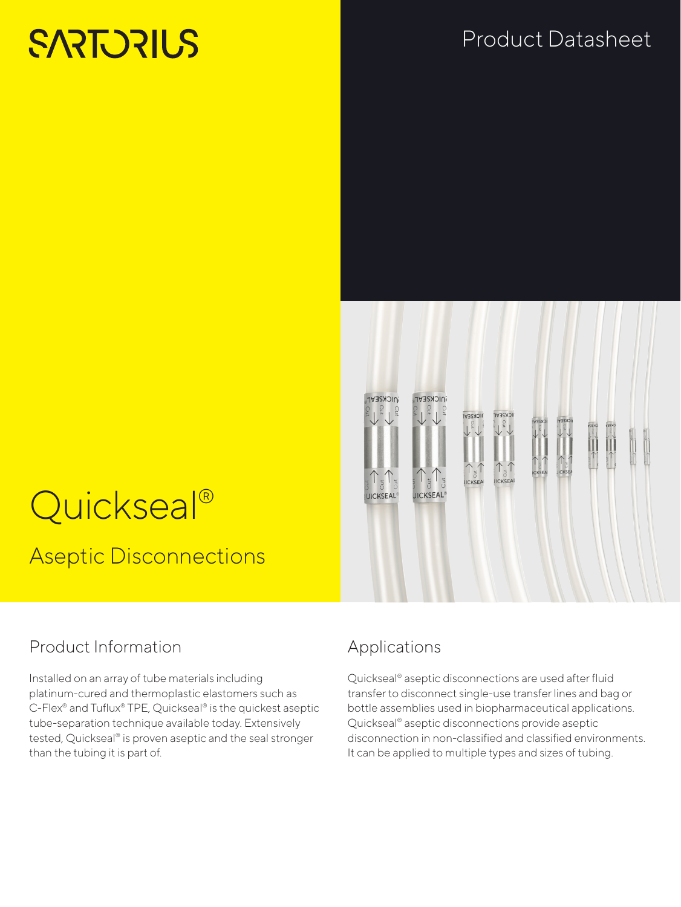SARTORIUS

Product Datasheet

# Quickseal®

## Aseptic Disconnections

### Product Information

Installed on an array of tube materials including platinum-cured and thermoplastic elastomers such as C-Flex® and Tuflux® TPE, Quickseal® is the quickest aseptic tube-separation technique available today. Extensively tested, Quickseal® is proven aseptic and the seal stronger than the tubing it is part of.

### Applications

Quickseal® aseptic disconnections are used after fluid transfer to disconnect single-use transfer lines and bag or bottle assemblies used in biopharmaceutical applications. Quickseal® aseptic disconnections provide aseptic disconnection in non-classified and classified environments. It can be applied to multiple types and sizes of tubing.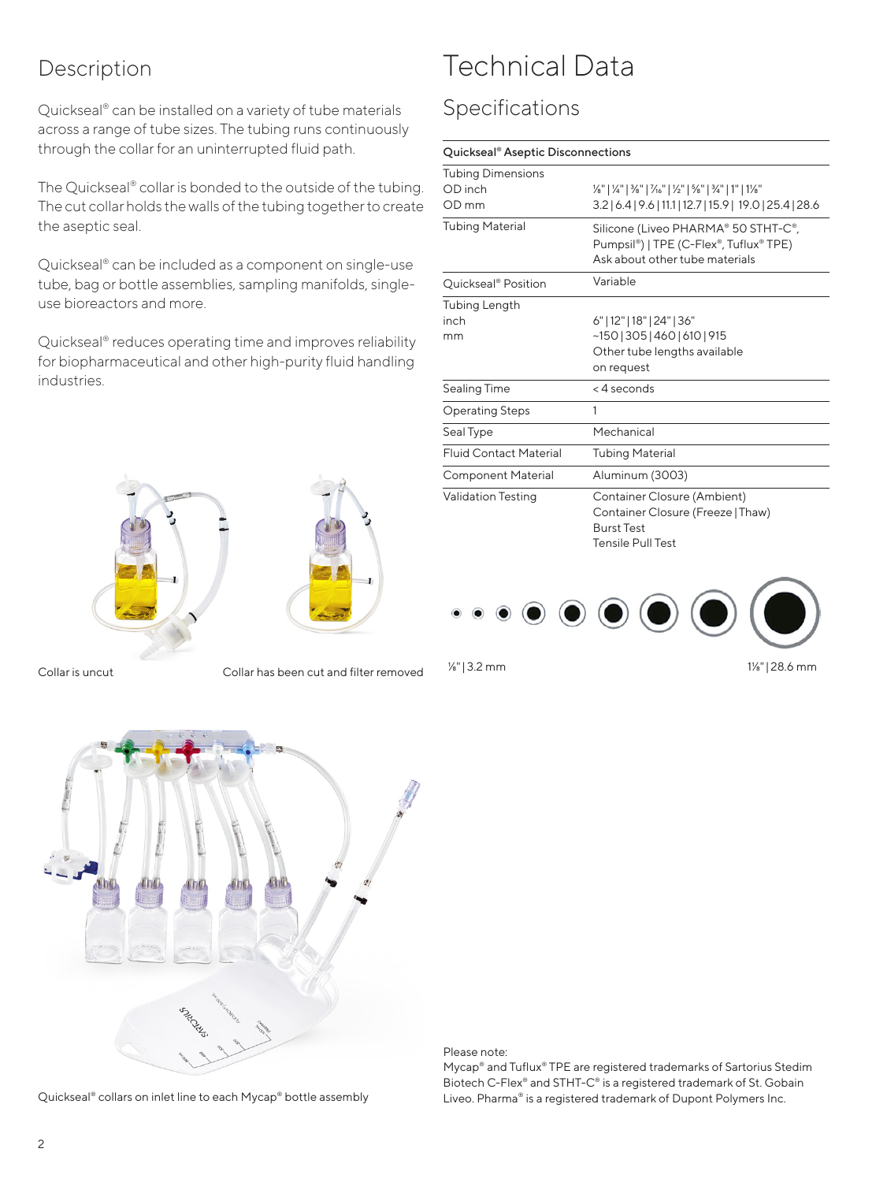## Description

Quickseal® can be installed on a variety of tube materials across a range of tube sizes. The tubing runs continuously through the collar for an uninterrupted fluid path.

The Quickseal® collar is bonded to the outside of the tubing. The cut collar holds the walls of the tubing together to create the aseptic seal.

Quickseal® can be included as a component on single-use tube, bag or bottle assemblies, sampling manifolds, single-use bioreactors and more.

Quickseal® reduces operating time and improves reliability for biopharmaceutical and other high-purity fluid handling industries.

Collar is uncut

Collar has been cut and filter removed

Quickseal® collars on inlet line to each Mycap® bottle assembly

# Technical Data

## Specifications

| Quickseal® Aseptic Disconnections | |
|---|---|
| Tubing Dimensions<br>OD inch<br>OD mm | <br>⅛" \| ¼" \| ⅜" \| 7/16" \| ½" \| ⅝" \| ¾" \| 1" \| 1⅛"<br>3.2 \| 6.4 \| 9.6 \| 11.1 \| 12.7 \| 15.9 \| 19.0 \| 25.4 \| 28.6 |
| Tubing Material | Silicone (Liveo PHARMA® 50 STHT-C®, Pumpsil®) \| TPE (C-Flex®, Tuflux® TPE)<br>Ask about other tube materials |
| Quickseal® Position | Variable |
| Tubing Length<br>inch<br>mm | <br>6" \| 12" \| 18" \| 24" \| 36"<br>~150 \| 305 \| 460 \| 610 \| 915<br>Other tube lengths available on request |
| Sealing Time | < 4 seconds |
| Operating Steps | 1 |
| Seal Type | Mechanical |
| Fluid Contact Material | Tubing Material |
| Component Material | Aluminum (3003) |
| Validation Testing | Container Closure (Ambient)<br>Container Closure (Freeze \| Thaw)<br>Burst Test<br>Tensile Pull Test |

⅛" | 3.2 mm 1⅛" | 28.6 mm

Please note:
Mycap® and Tuflux® TPE are registered trademarks of Sartorius Stedim Biotech C-Flex® and STHT-C® is a registered trademark of St. Gobain Liveo. Pharma® is a registered trademark of Dupont Polymers Inc.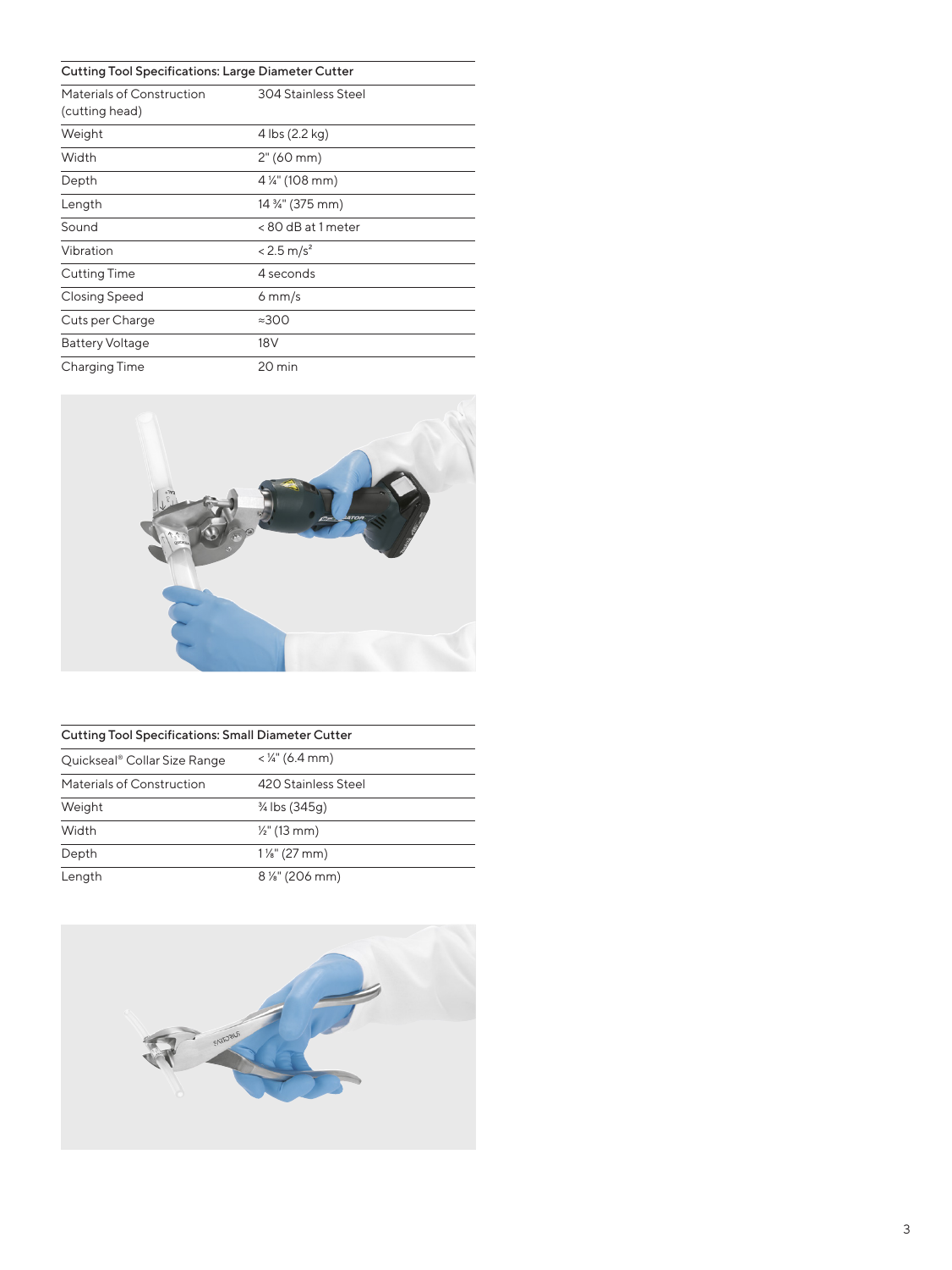| Cutting Tool Specifications: Large Diameter Cutter | |
|---|---|
| Materials of Construction (cutting head) | 304 Stainless Steel |
| Weight | 4 lbs (2.2 kg) |
| Width | 2" (60 mm) |
| Depth | 4 ¼" (108 mm) |
| Length | 14 ¾" (375 mm) |
| Sound | < 80 dB at 1 meter |
| Vibration | < 2.5 m/s² |
| Cutting Time | 4 seconds |
| Closing Speed | 6 mm/s |
| Cuts per Charge | ≈300 |
| Battery Voltage | 18V |
| Charging Time | 20 min |

| Cutting Tool Specifications: Small Diameter Cutter | |
|---|---|
| Quickseal® Collar Size Range | < ¼" (6.4 mm) |
| Materials of Construction | 420 Stainless Steel |
| Weight | ¾ lbs (345g) |
| Width | ½" (13 mm) |
| Depth | 1 ⅛" (27 mm) |
| Length | 8 ⅛" (206 mm) |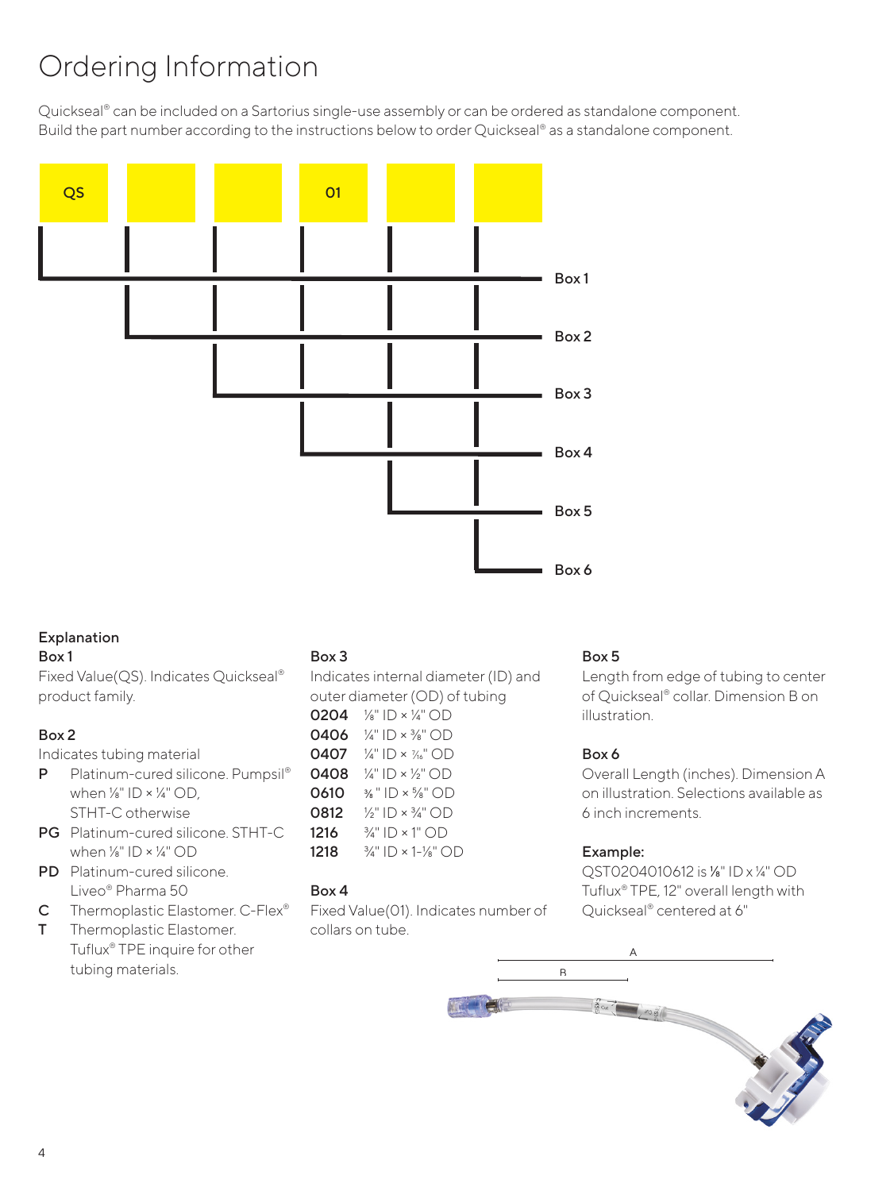# Ordering Information

Quickseal® can be included on a Sartorius single-use assembly or can be ordered as standalone component. Build the part number according to the instructions below to order Quickseal® as a standalone component.

| QS | | | 01 | | |
|---|---|---|---|---|---|
| Box 1 | Box 2 | Box 3 | Box 4 | Box 5 | Box 6 |

**Explanation**

**Box 1**
Fixed Value(QS). Indicates Quickseal® product family.

**Box 2**
Indicates tubing material

- **P** Platinum-cured silicone. Pumpsil® when ⅛" ID × ¼" OD, STHT-C otherwise
- **PG** Platinum-cured silicone. STHT-C when ⅛" ID × ¼" OD
- **PD** Platinum-cured silicone. Liveo® Pharma 50
- **C** Thermoplastic Elastomer. C-Flex®
- **T** Thermoplastic Elastomer. Tuflux® TPE inquire for other tubing materials.

**Box 3**
Indicates internal diameter (ID) and outer diameter (OD) of tubing

- **0204** ⅛" ID × ¼" OD
- **0406** ¼" ID × ⅜" OD
- **0407** ¼" ID × 7/16" OD
- **0408** ¼" ID × ½" OD
- **0610** ⅜" ID × ⅝" OD
- **0812** ½" ID × ¾" OD
- **1216** ¾" ID × 1" OD
- **1218** ¾" ID × 1-⅛" OD

**Box 4**
Fixed Value(01). Indicates number of collars on tube.

**Box 5**
Length from edge of tubing to center of Quickseal® collar. Dimension B on illustration.

**Box 6**
Overall Length (inches). Dimension A on illustration. Selections available as 6 inch increments.

**Example:**
QST0204010612 is ⅛" ID x ¼" OD Tuflux® TPE, 12" overall length with Quickseal® centered at 6"

A

B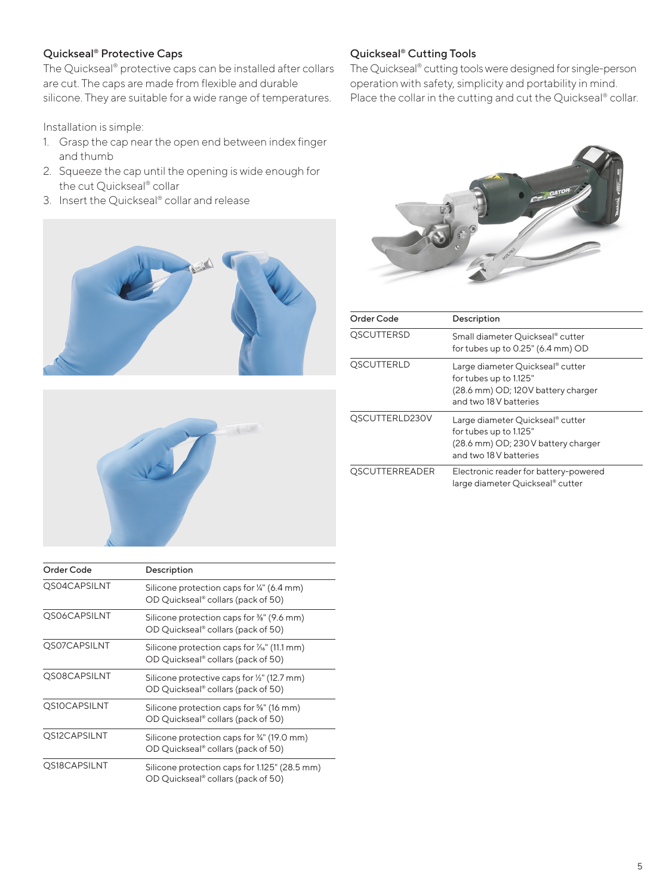## Quickseal® Protective Caps

The Quickseal® protective caps can be installed after collars are cut. The caps are made from flexible and durable silicone. They are suitable for a wide range of temperatures.

Installation is simple:

1. Grasp the cap near the open end between index finger and thumb
2. Squeeze the cap until the opening is wide enough for the cut Quickseal® collar
3. Insert the Quickseal® collar and release

| Order Code | Description |
| --- | --- |
| QS04CAPSILNT | Silicone protection caps for ¼" (6.4 mm) OD Quickseal® collars (pack of 50) |
| QS06CAPSILNT | Silicone protection caps for ⅜" (9.6 mm) OD Quickseal® collars (pack of 50) |
| QS07CAPSILNT | Silicone protection caps for ⁷⁄₁₆" (11.1 mm) OD Quickseal® collars (pack of 50) |
| QS08CAPSILNT | Silicone protective caps for ½" (12.7 mm) OD Quickseal® collars (pack of 50) |
| QS10CAPSILNT | Silicone protection caps for ⅝" (16 mm) OD Quickseal® collars (pack of 50) |
| QS12CAPSILNT | Silicone protection caps for ¾" (19.0 mm) OD Quickseal® collars (pack of 50) |
| QS18CAPSILNT | Silicone protection caps for 1.125" (28.5 mm) OD Quickseal® collars (pack of 50) |

## Quickseal® Cutting Tools

The Quickseal® cutting tools were designed for single-person operation with safety, simplicity and portability in mind. Place the collar in the cutting and cut the Quickseal® collar.

| Order Code | Description |
| --- | --- |
| QSCUTTERSD | Small diameter Quickseal® cutter for tubes up to 0.25" (6.4 mm) OD |
| QSCUTTERLD | Large diameter Quickseal® cutter for tubes up to 1.125" (28.6 mm) OD; 120V battery charger and two 18 V batteries |
| QSCUTTERLD230V | Large diameter Quickseal® cutter for tubes up to 1.125" (28.6 mm) OD; 230 V battery charger and two 18 V batteries |
| QSCUTTERREADER | Electronic reader for battery-powered large diameter Quickseal® cutter |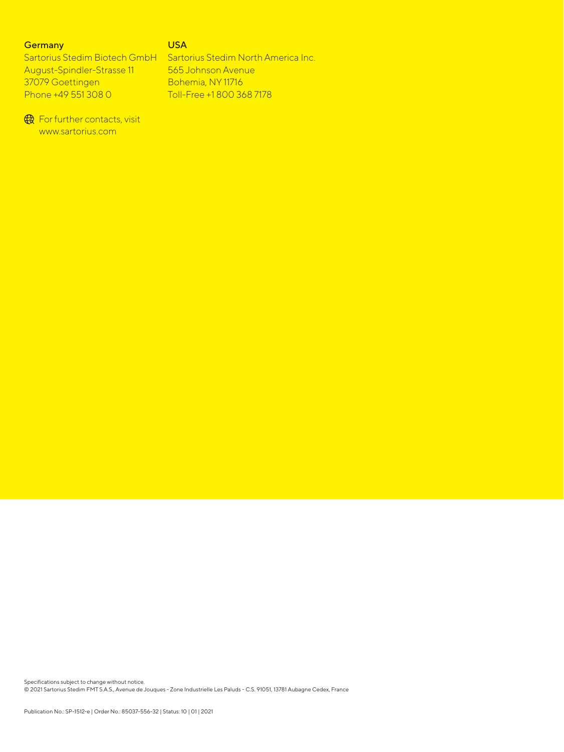**Germany**
Sartorius Stedim Biotech GmbH
August-Spindler-Strasse 11
37079 Goettingen
Phone +49 551 308 0

**USA**
Sartorius Stedim North America Inc.
565 Johnson Avenue
Bohemia, NY 11716
Toll-Free +1 800 368 7178

For further contacts, visit
www.sartorius.com

Specifications subject to change without notice.
© 2021 Sartorius Stedim FMT S.A.S., Avenue de Jouques - Zone Industrielle Les Paluds - C.S. 91051, 13781 Aubagne Cedex, France

Publication No.: SP-1512-e | Order No.: 85037-556-32 | Status: 10 | 01 | 2021